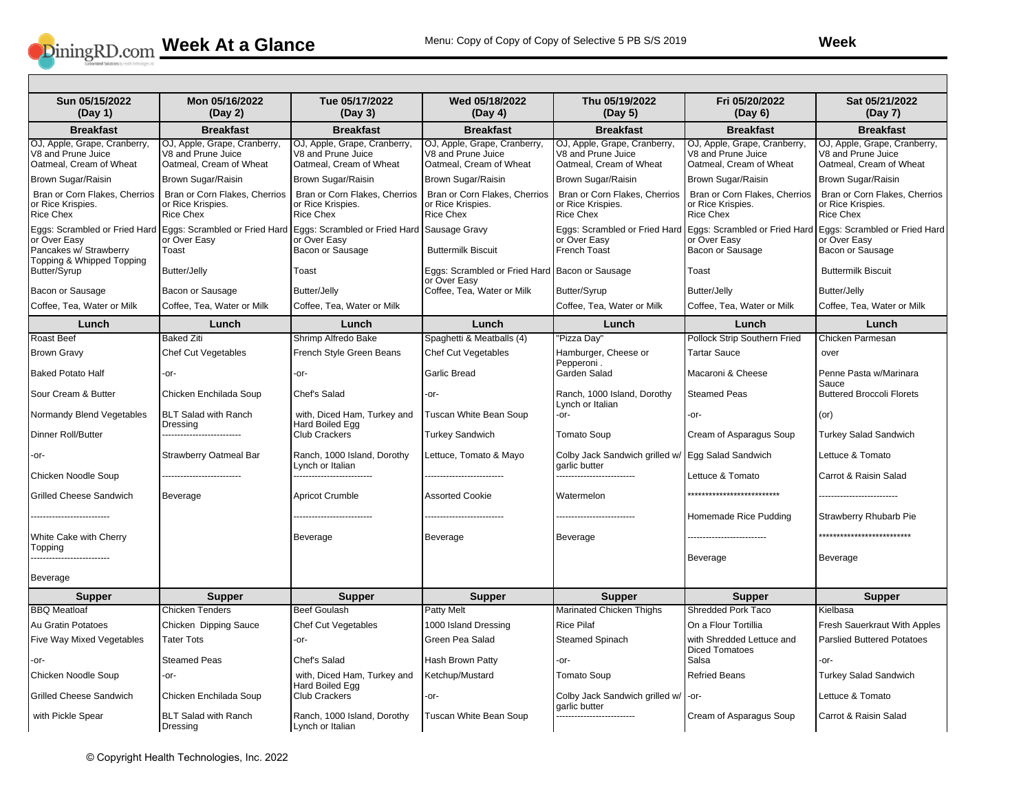# Week At a Glance

Menu: Copy of Copy of Copy of Selective 5 PB S/S 2019

**Week**

| Sun 05/15/2022 (Day 1) | Mon 05/16/2022 (Day 2) | Tue 05/17/2022 (Day 3) | Wed 05/18/2022 (Day 4) | Thu 05/19/2022 (Day 5) | Fri 05/20/2022 (Day 6) | Sat 05/21/2022 (Day 7) |
|---|---|---|---|---|---|---|
| **Breakfast** | **Breakfast** | **Breakfast** | **Breakfast** | **Breakfast** | **Breakfast** | **Breakfast** |
| OJ, Apple, Grape, Cranberry, V8 and Prune Juice Oatmeal, Cream of Wheat | OJ, Apple, Grape, Cranberry, V8 and Prune Juice Oatmeal, Cream of Wheat | OJ, Apple, Grape, Cranberry, V8 and Prune Juice Oatmeal, Cream of Wheat | OJ, Apple, Grape, Cranberry, V8 and Prune Juice Oatmeal, Cream of Wheat | OJ, Apple, Grape, Cranberry, V8 and Prune Juice Oatmeal, Cream of Wheat | OJ, Apple, Grape, Cranberry, V8 and Prune Juice Oatmeal, Cream of Wheat | OJ, Apple, Grape, Cranberry, V8 and Prune Juice Oatmeal, Cream of Wheat |
| Brown Sugar/Raisin | Brown Sugar/Raisin | Brown Sugar/Raisin | Brown Sugar/Raisin | Brown Sugar/Raisin | Brown Sugar/Raisin | Brown Sugar/Raisin |
| Bran or Corn Flakes, Cherrios or Rice Krispies. Rice Chex | Bran or Corn Flakes, Cherrios or Rice Krispies. Rice Chex | Bran or Corn Flakes, Cherrios or Rice Krispies. Rice Chex | Bran or Corn Flakes, Cherrios or Rice Krispies. Rice Chex | Bran or Corn Flakes, Cherrios or Rice Krispies. Rice Chex | Bran or Corn Flakes, Cherrios or Rice Krispies. Rice Chex | Bran or Corn Flakes, Cherrios or Rice Krispies. Rice Chex |
| Eggs: Scrambled or Fried Hard or Over Easy | Eggs: Scrambled or Fried Hard or Over Easy | Eggs: Scrambled or Fried Hard or Over Easy | Sausage Gravy | Eggs: Scrambled or Fried Hard or Over Easy | Eggs: Scrambled or Fried Hard or Over Easy | Eggs: Scrambled or Fried Hard or Over Easy |
| Pancakes w/ Strawberry Topping & Whipped Topping | Toast | Bacon or Sausage | Buttermilk Biscuit | French Toast | Bacon or Sausage | Bacon or Sausage |
| Butter/Syrup | Butter/Jelly | Toast | Eggs: Scrambled or Fried Hard or Over Easy | Bacon or Sausage | Toast | Buttermilk Biscuit |
| Bacon or Sausage | Bacon or Sausage | Butter/Jelly | Coffee, Tea, Water or Milk | Butter/Syrup | Butter/Jelly | Butter/Jelly |
| Coffee, Tea, Water or Milk | Coffee, Tea, Water or Milk | Coffee, Tea, Water or Milk | | Coffee, Tea, Water or Milk | Coffee, Tea, Water or Milk | Coffee, Tea, Water or Milk |
| **Lunch** | **Lunch** | **Lunch** | **Lunch** | **Lunch** | **Lunch** | **Lunch** |
| Roast Beef | Baked Ziti | Shrimp Alfredo Bake | Spaghetti & Meatballs (4) | "Pizza Day" | Pollock Strip Southern Fried | Chicken Parmesan |
| Brown Gravy | Chef Cut Vegetables | French Style Green Beans | Chef Cut Vegetables | Hamburger, Cheese or Pepperoni . | Tartar Sauce | over |
| Baked Potato Half | -or- | -or- | Garlic Bread | Garden Salad | Macaroni & Cheese | Penne Pasta w/Marinara Sauce |
| Sour Cream & Butter | Chicken Enchilada Soup | Chef's Salad | -or- | Ranch, 1000 Island, Dorothy Lynch or Italian | Steamed Peas | Buttered Broccoli Florets |
| Normandy Blend Vegetables | BLT Salad with Ranch Dressing | with, Diced Ham, Turkey and Hard Boiled Egg | Tuscan White Bean Soup | -or- | -or- | (or) |
| Dinner Roll/Butter | ------------------------- | Club Crackers | Turkey Sandwich | Tomato Soup | Cream of Asparagus Soup | Turkey Salad Sandwich |
| -or- | Strawberry Oatmeal Bar | Ranch, 1000 Island, Dorothy Lynch or Italian | Lettuce, Tomato & Mayo | Colby Jack Sandwich grilled w/ garlic butter | Egg Salad Sandwich | Lettuce & Tomato |
| Chicken Noodle Soup | ------------------------- | ------------------------- | ------------------------- | ------------------------- | Lettuce & Tomato | Carrot & Raisin Salad |
| Grilled Cheese Sandwich | Beverage | Apricot Crumble | Assorted Cookie | Watermelon | ************************** | ------------------------- |
| ------------------------- | | ------------------------- | ------------------------- | ------------------------- | Homemade Rice Pudding | Strawberry Rhubarb Pie |
| White Cake with Cherry Topping ------------------------- | | Beverage | Beverage | Beverage | ------------------------- | ************************** |
| Beverage | | | | | Beverage | Beverage |
| **Supper** | **Supper** | **Supper** | **Supper** | **Supper** | **Supper** | **Supper** |
| BBQ Meatloaf | Chicken Tenders | Beef Goulash | Patty Melt | Marinated Chicken Thighs | Shredded Pork Taco | Kielbasa |
| Au Gratin Potatoes | Chicken Dipping Sauce | Chef Cut Vegetables | 1000 Island Dressing | Rice Pilaf | On a Flour Tortillia | Fresh Sauerkraut With Apples |
| Five Way Mixed Vegetables | Tater Tots | -or- | Green Pea Salad | Steamed Spinach | with Shredded Lettuce and Diced Tomatoes | Parslied Buttered Potatoes |
| -or- | Steamed Peas | Chef's Salad | Hash Brown Patty | -or- | Salsa | -or- |
| Chicken Noodle Soup | -or- | with, Diced Ham, Turkey and Hard Boiled Egg | Ketchup/Mustard | Tomato Soup | Refried Beans | Turkey Salad Sandwich |
| Grilled Cheese Sandwich | Chicken Enchilada Soup | Club Crackers | -or- | Colby Jack Sandwich grilled w/ garlic butter | -or- | Lettuce & Tomato |
| with Pickle Spear | BLT Salad with Ranch Dressing | Ranch, 1000 Island, Dorothy Lynch or Italian | Tuscan White Bean Soup | ------------------------- | Cream of Asparagus Soup | Carrot & Raisin Salad |

© Copyright Health Technologies, Inc. 2022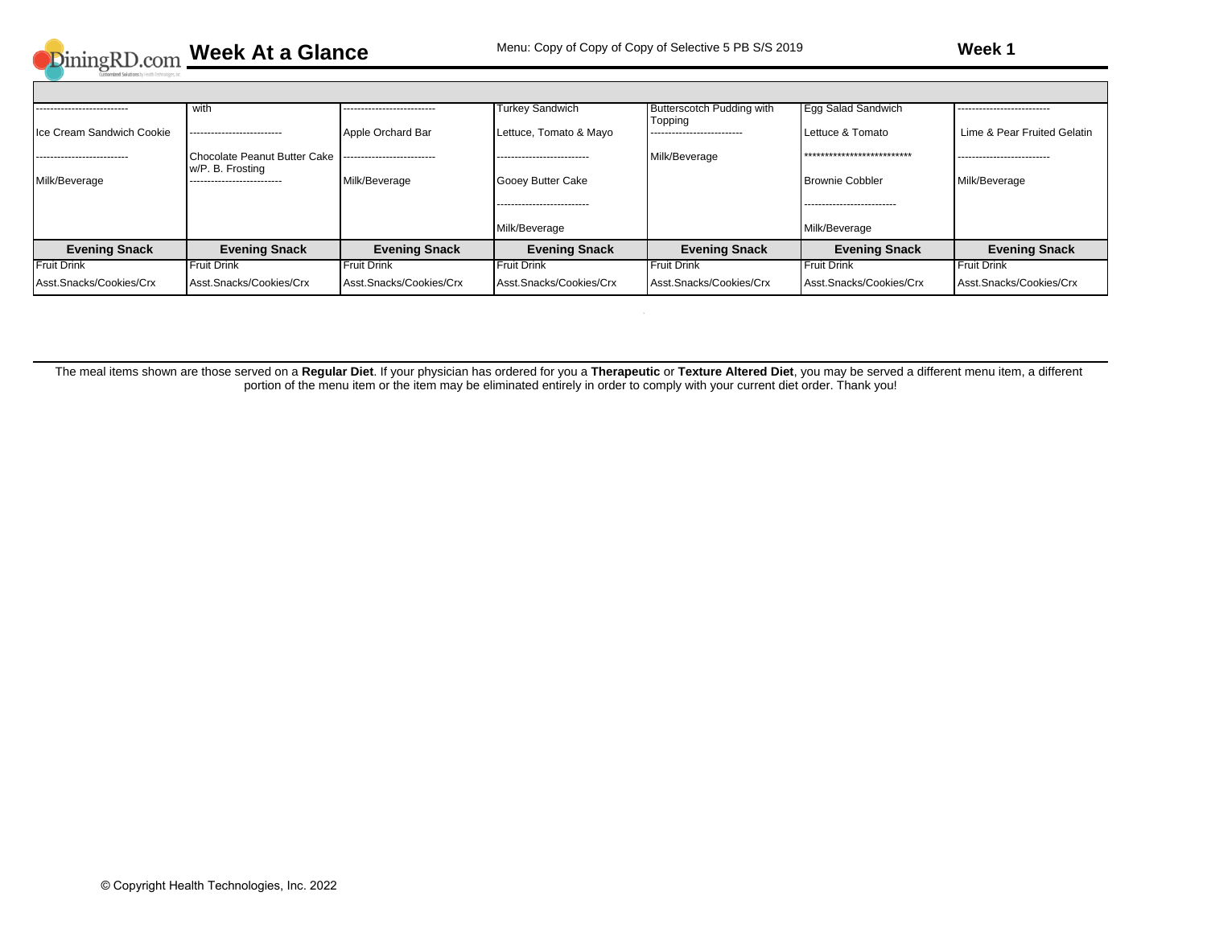# Week At a Glance

Menu: Copy of Copy of Copy of Selective 5 PB S/S 2019

**Week 1**

| | | | | | | |
|---|---|---|---|---|---|---|
| -------------------------- | with | -------------------------- | Turkey Sandwich | Butterscotch Pudding with Topping | Egg Salad Sandwich | -------------------------- |
| Ice Cream Sandwich Cookie | -------------------------- | Apple Orchard Bar | Lettuce, Tomato & Mayo | -------------------------- | Lettuce & Tomato | Lime & Pear Fruited Gelatin |
| -------------------------- | Chocolate Peanut Butter Cake w/P. B. Frosting | -------------------------- | -------------------------- | Milk/Beverage | ************************** | -------------------------- |
| Milk/Beverage | -------------------------- | Milk/Beverage | Gooey Butter Cake | | Brownie Cobbler | Milk/Beverage |
| | | | -------------------------- | | -------------------------- | |
| | | | Milk/Beverage | | Milk/Beverage | |
| **Evening Snack** | **Evening Snack** | **Evening Snack** | **Evening Snack** | **Evening Snack** | **Evening Snack** | **Evening Snack** |
| Fruit Drink | Fruit Drink | Fruit Drink | Fruit Drink | Fruit Drink | Fruit Drink | Fruit Drink |
| Asst.Snacks/Cookies/Crx | Asst.Snacks/Cookies/Crx | Asst.Snacks/Cookies/Crx | Asst.Snacks/Cookies/Crx | Asst.Snacks/Cookies/Crx | Asst.Snacks/Cookies/Crx | Asst.Snacks/Cookies/Crx |

The meal items shown are those served on a **Regular Diet**. If your physician has ordered for you a **Therapeutic** or **Texture Altered Diet**, you may be served a different menu item, a different portion of the menu item or the item may be eliminated entirely in order to comply with your current diet order. Thank you!

© Copyright Health Technologies, Inc. 2022